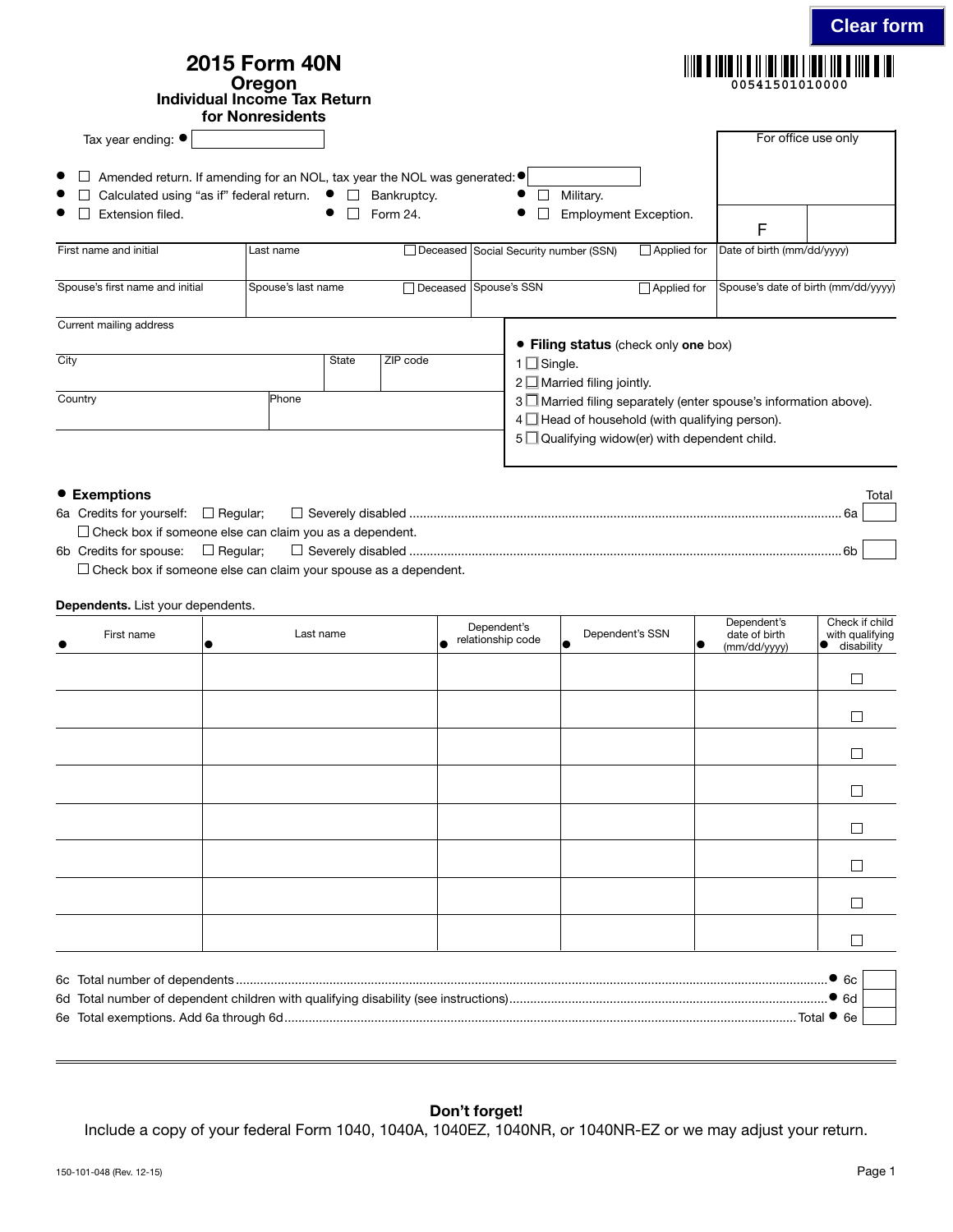Clear form

# 2015 Form 40N

## Oregon
### Individual Income Tax Return for Nonresidents

00541501010000

Tax year ending: ●

For office use only

F

- ● ☐ Amended return. If amending for an NOL, tax year the NOL was generated: ●
- ● ☐ Calculated using "as if" federal return.
- ● ☐ Bankruptcy.
- ● ☐ Military.
- ● ☐ Extension filed.
- ● ☐ Form 24.
- ● ☐ Employment Exception.

| First name and initial | Last name | ☐ Deceased | Social Security number (SSN) | ☐ Applied for | Date of birth (mm/dd/yyyy) |
|---|---|---|---|---|---|
| Spouse's first name and initial | Spouse's last name | ☐ Deceased | Spouse's SSN | ☐ Applied for | Spouse's date of birth (mm/dd/yyyy) |

Current mailing address

| City | State | ZIP code |
|---|---|---|
| Country | Phone | |

● **Filing status** (check only **one** box)

1 ☐ Single.
2 ☐ Married filing jointly.
3 ☐ Married filing separately (enter spouse's information above).
4 ☐ Head of household (with qualifying person).
5 ☐ Qualifying widow(er) with dependent child.

● **Exemptions** Total

6a Credits for yourself: ☐ Regular; ☐ Severely disabled ........ 6a

☐ Check box if someone else can claim you as a dependent.

6b Credits for spouse: ☐ Regular; ☐ Severely disabled ........ 6b

☐ Check box if someone else can claim your spouse as a dependent.

**Dependents.** List your dependents.

| ● First name | ● Last name | ● Dependent's relationship code | ● Dependent's SSN | ● Dependent's date of birth (mm/dd/yyyy) | ● Check if child with qualifying disability |
|---|---|---|---|---|---|
| | | | | | ☐ |
| | | | | | ☐ |
| | | | | | ☐ |
| | | | | | ☐ |
| | | | | | ☐ |
| | | | | | ☐ |
| | | | | | ☐ |
| | | | | | ☐ |

6c Total number of dependents ........ ● 6c

6d Total number of dependent children with qualifying disability (see instructions) ........ ● 6d

6e Total exemptions. Add 6a through 6d ........ Total ● 6e

**Don't forget!**

Include a copy of your federal Form 1040, 1040A, 1040EZ, 1040NR, or 1040NR-EZ or we may adjust your return.

150-101-048 (Rev. 12-15)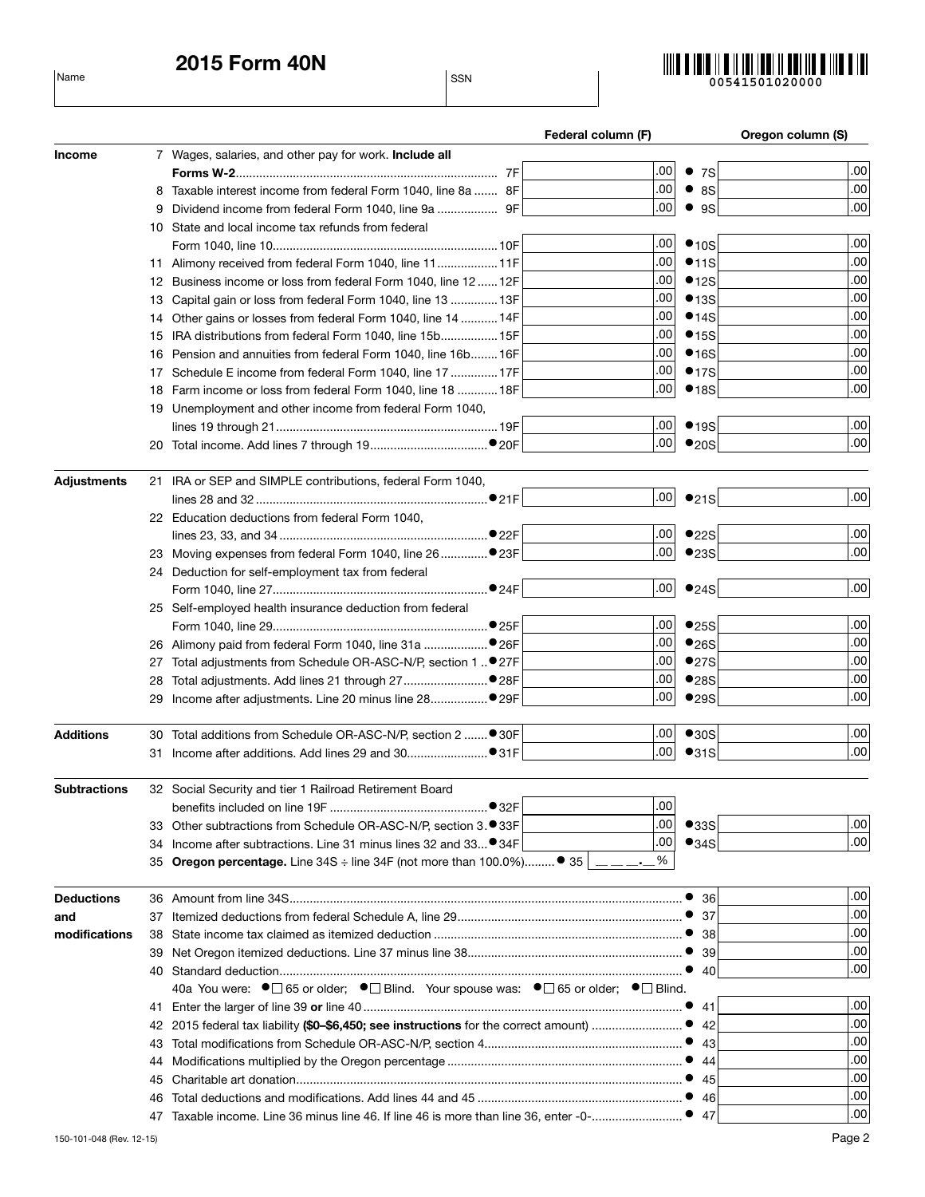## 2015 Form 40N

Name | SSN

00541501020000

| | | Federal column (F) | | Oregon column (S) |
|---|---|---|---|---|
| **Income** | 7 Wages, salaries, and other pay for work. **Include all Forms W-2** ....... 7F | .00 | ● 7S | .00 |
| | 8 Taxable interest income from federal Form 1040, line 8a ....... 8F | .00 | ● 8S | .00 |
| | 9 Dividend income from federal Form 1040, line 9a ....... 9F | .00 | ● 9S | .00 |
| | 10 State and local income tax refunds from federal Form 1040, line 10 ....... 10F | .00 | ● 10S | .00 |
| | 11 Alimony received from federal Form 1040, line 11 ....... 11F | .00 | ● 11S | .00 |
| | 12 Business income or loss from federal Form 1040, line 12 ....... 12F | .00 | ● 12S | .00 |
| | 13 Capital gain or loss from federal Form 1040, line 13 ....... 13F | .00 | ● 13S | .00 |
| | 14 Other gains or losses from federal Form 1040, line 14 ....... 14F | .00 | ● 14S | .00 |
| | 15 IRA distributions from federal Form 1040, line 15b ....... 15F | .00 | ● 15S | .00 |
| | 16 Pension and annuities from federal Form 1040, line 16b ....... 16F | .00 | ● 16S | .00 |
| | 17 Schedule E income from federal Form 1040, line 17 ....... 17F | .00 | ● 17S | .00 |
| | 18 Farm income or loss from federal Form 1040, line 18 ....... 18F | .00 | ● 18S | .00 |
| | 19 Unemployment and other income from federal Form 1040, lines 19 through 21 ....... 19F | .00 | ● 19S | .00 |
| | 20 Total income. Add lines 7 through 19 ....... ● 20F | .00 | ● 20S | .00 |
| **Adjustments** | 21 IRA or SEP and SIMPLE contributions, federal Form 1040, lines 28 and 32 ....... ● 21F | .00 | ● 21S | .00 |
| | 22 Education deductions from federal Form 1040, lines 23, 33, and 34 ....... ● 22F | .00 | ● 22S | .00 |
| | 23 Moving expenses from federal Form 1040, line 26 ....... ● 23F | .00 | ● 23S | .00 |
| | 24 Deduction for self-employment tax from federal Form 1040, line 27 ....... ● 24F | .00 | ● 24S | .00 |
| | 25 Self-employed health insurance deduction from federal Form 1040, line 29 ....... ● 25F | .00 | ● 25S | .00 |
| | 26 Alimony paid from federal Form 1040, line 31a ....... ● 26F | .00 | ● 26S | .00 |
| | 27 Total adjustments from Schedule OR-ASC-N/P, section 1 .. ● 27F | .00 | ● 27S | .00 |
| | 28 Total adjustments. Add lines 21 through 27 ....... ● 28F | .00 | ● 28S | .00 |
| | 29 Income after adjustments. Line 20 minus line 28 ....... ● 29F | .00 | ● 29S | .00 |
| **Additions** | 30 Total additions from Schedule OR-ASC-N/P, section 2 ....... ● 30F | .00 | ● 30S | .00 |
| | 31 Income after additions. Add lines 29 and 30 ....... ● 31F | .00 | ● 31S | .00 |
| **Subtractions** | 32 Social Security and tier 1 Railroad Retirement Board benefits included on line 19F ....... ● 32F | .00 | | |
| | 33 Other subtractions from Schedule OR-ASC-N/P, section 3. ● 33F | .00 | ● 33S | .00 |
| | 34 Income after subtractions. Line 31 minus lines 32 and 33 ... ● 34F | .00 | ● 34S | .00 |
| | 35 **Oregon percentage.** Line 34S ÷ line 34F (not more than 100.0%) ....... ● 35 | ___.__ % | | |

| | | | |
|---|---|---|---|
| **Deductions and modifications** | 36 Amount from line 34S ....... | ● 36 | .00 |
| | 37 Itemized deductions from federal Schedule A, line 29 ....... | ● 37 | .00 |
| | 38 State income tax claimed as itemized deduction ....... | ● 38 | .00 |
| | 39 Net Oregon itemized deductions. Line 37 minus line 38 ....... | ● 39 | .00 |
| | 40 Standard deduction ....... | ● 40 | .00 |
| | 40a You were: ● ☐ 65 or older; ● ☐ Blind. Your spouse was: ● ☐ 65 or older; ● ☐ Blind. | | |
| | 41 Enter the larger of line 39 **or** line 40 ....... | ● 41 | .00 |
| | 42 2015 federal tax liability **($0–$6,450; see instructions** for the correct amount) ....... | ● 42 | .00 |
| | 43 Total modifications from Schedule OR-ASC-N/P, section 4 ....... | ● 43 | .00 |
| | 44 Modifications multiplied by the Oregon percentage ....... | ● 44 | .00 |
| | 45 Charitable art donation ....... | ● 45 | .00 |
| | 46 Total deductions and modifications. Add lines 44 and 45 ....... | ● 46 | .00 |
| | 47 Taxable income. Line 36 minus line 46. If line 46 is more than line 36, enter -0- ....... | ● 47 | .00 |

150-101-048 (Rev. 12-15)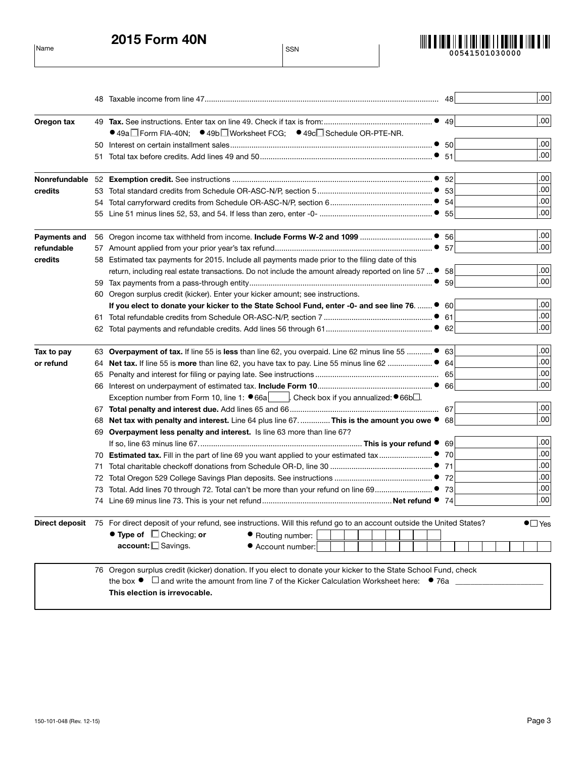# 2015 Form 40N

Name | SSN

00541501030000

| | | | |
|---|---|---|---|
| | 48 Taxable income from line 47 | 48 | .00 |
| **Oregon tax** | 49 **Tax.** See instructions. Enter tax on line 49. Check if tax is from: ● 49a ☐ Form FIA-40N; ● 49b ☐ Worksheet FCG; ● 49c ☐ Schedule OR-PTE-NR. | ● 49 | .00 |
| | 50 Interest on certain installment sales | ● 50 | .00 |
| | 51 Total tax before credits. Add lines 49 and 50 | ● 51 | .00 |
| **Nonrefundable credits** | 52 **Exemption credit.** See instructions | ● 52 | .00 |
| | 53 Total standard credits from Schedule OR-ASC-N/P, section 5 | ● 53 | .00 |
| | 54 Total carryforward credits from Schedule OR-ASC-N/P, section 6 | ● 54 | .00 |
| | 55 Line 51 minus lines 52, 53, and 54. If less than zero, enter -0- | ● 55 | .00 |
| **Payments and refundable credits** | 56 Oregon income tax withheld from income. **Include Forms W-2 and 1099** | ● 56 | .00 |
| | 57 Amount applied from your prior year's tax refund | ● 57 | .00 |
| | 58 Estimated tax payments for 2015. Include all payments made prior to the filing date of this return, including real estate transactions. Do not include the amount already reported on line 57 | ● 58 | .00 |
| | 59 Tax payments from a pass-through entity | ● 59 | .00 |
| | 60 Oregon surplus credit (kicker). Enter your kicker amount; see instructions. **If you elect to donate your kicker to the State School Fund, enter -0- and see line 76.** | ● 60 | .00 |
| | 61 Total refundable credits from Schedule OR-ASC-N/P, section 7 | ● 61 | .00 |
| | 62 Total payments and refundable credits. Add lines 56 through 61 | ● 62 | .00 |
| **Tax to pay or refund** | 63 **Overpayment of tax.** If line 55 is **less** than line 62, you overpaid. Line 62 minus line 55 | ● 63 | .00 |
| | 64 **Net tax.** If line 55 is **more** than line 62, you have tax to pay. Line 55 minus line 62 | ● 64 | .00 |
| | 65 Penalty and interest for filing or paying late. See instructions | 65 | .00 |
| | 66 Interest on underpayment of estimated tax. **Include Form 10**. Exception number from Form 10, line 1: ● 66a ___. Check box if you annualized: ● 66b ☐. | ● 66 | .00 |
| | 67 **Total penalty and interest due.** Add lines 65 and 66 | 67 | .00 |
| | 68 **Net tax with penalty and interest.** Line 64 plus line 67. **This is the amount you owe** | ● 68 | .00 |
| | 69 **Overpayment less penalty and interest.** Is line 63 more than line 67? If so, line 63 minus line 67. **This is your refund** | ● 69 | .00 |
| | 70 **Estimated tax.** Fill in the part of line 69 you want applied to your estimated tax | ● 70 | .00 |
| | 71 Total charitable checkoff donations from Schedule OR-D, line 30 | ● 71 | .00 |
| | 72 Total Oregon 529 College Savings Plan deposits. See instructions | ● 72 | .00 |
| | 73 Total. Add lines 70 through 72. Total can't be more than your refund on line 69 | ● 73 | .00 |
| | 74 Line 69 minus line 73. This is your net refund **Net refund** | ● 74 | .00 |

**Direct deposit** 75 For direct deposit of your refund, see instructions. Will this refund go to an account outside the United States? ● ☐ Yes

● **Type of account:** ☐ Checking; **or** ☐ Savings.

● Routing number: ___

● Account number: ___

76 Oregon surplus credit (kicker) donation. If you elect to donate your kicker to the State School Fund, check the box ● ☐ and write the amount from line 7 of the Kicker Calculation Worksheet here: ● 76a ___

**This election is irrevocable.**

150-101-048 (Rev. 12-15)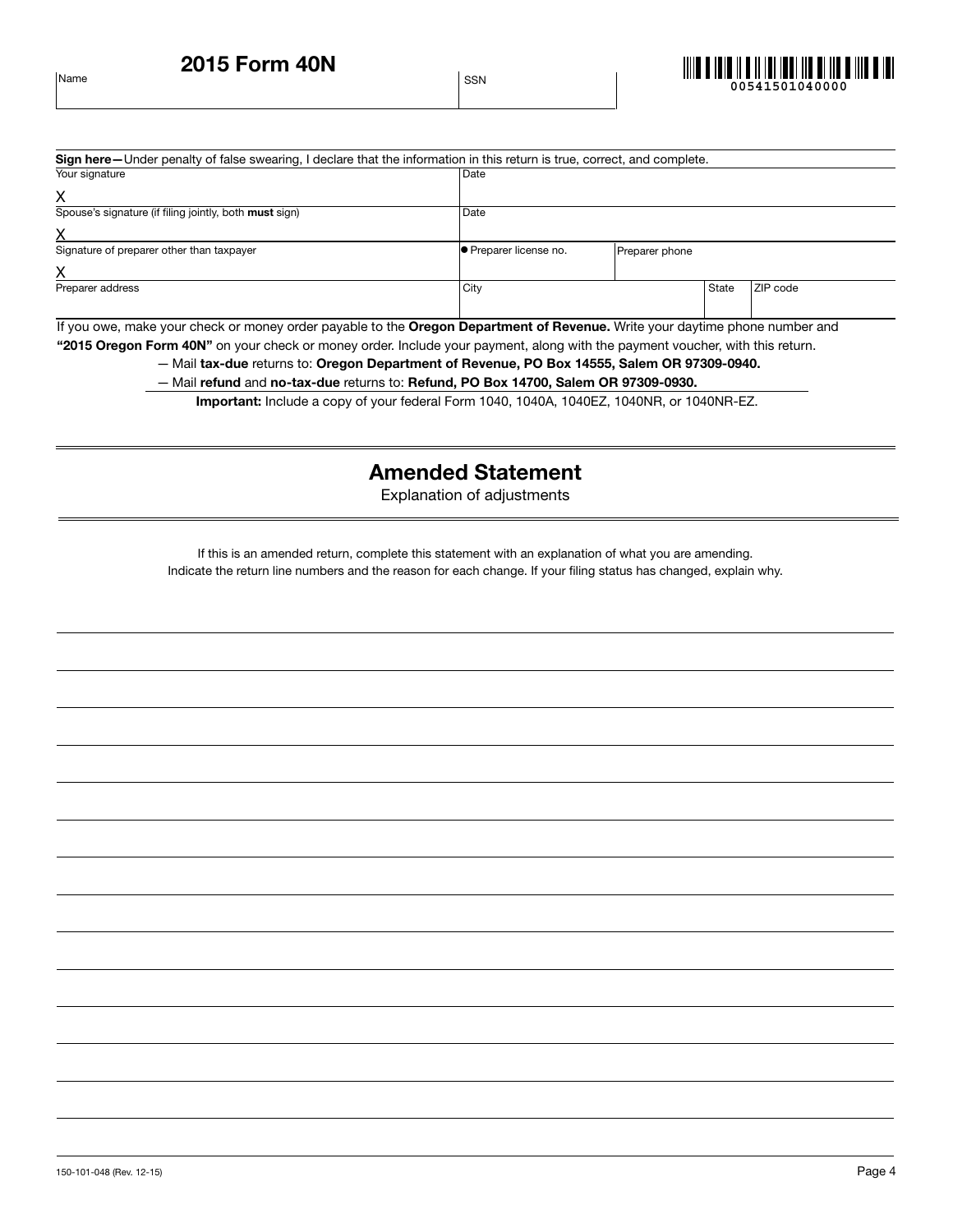# 2015 Form 40N

| Name | SSN |
|---|---|
| | |

00541501040000

| | | | | |
|---|---|---|---|---|
| **Sign here—** Under penalty of false swearing, I declare that the information in this return is true, correct, and complete. | | | | |
| Your signature<br>X | Date | | | |
| Spouse's signature (if filing jointly, both **must** sign)<br>X | Date | | | |
| Signature of preparer other than taxpayer<br>X | ● Preparer license no. | Preparer phone | | |
| Preparer address | City | | State | ZIP code |

If you owe, make your check or money order payable to the **Oregon Department of Revenue.** Write your daytime phone number and **"2015 Oregon Form 40N"** on your check or money order. Include your payment, along with the payment voucher, with this return.

— Mail **tax-due** returns to: **Oregon Department of Revenue, PO Box 14555, Salem OR 97309-0940.**

— Mail **refund** and **no-tax-due** returns to: **Refund, PO Box 14700, Salem OR 97309-0930.**

**Important:** Include a copy of your federal Form 1040, 1040A, 1040EZ, 1040NR, or 1040NR-EZ.

## Amended Statement

Explanation of adjustments

If this is an amended return, complete this statement with an explanation of what you are amending. Indicate the return line numbers and the reason for each change. If your filing status has changed, explain why.

150-101-048 (Rev. 12-15)